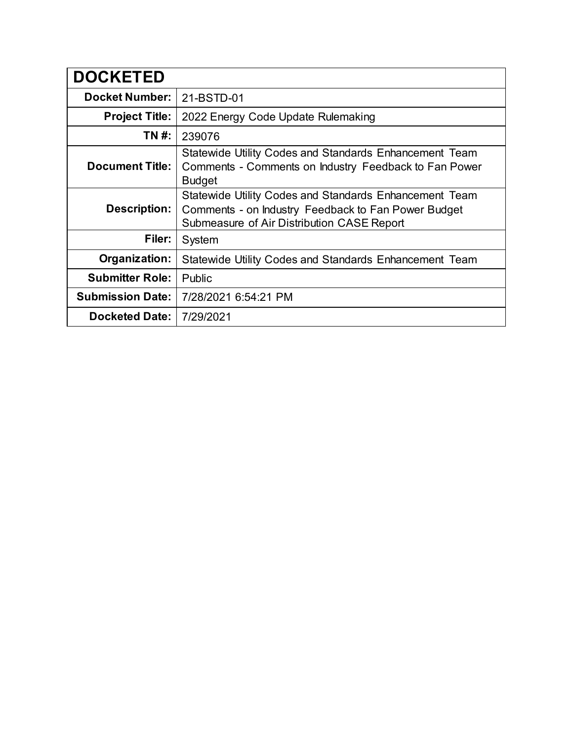| DOCKETED | |
|---|---|
| **Docket Number:** | 21-BSTD-01 |
| **Project Title:** | 2022 Energy Code Update Rulemaking |
| **TN #:** | 239076 |
| **Document Title:** | Statewide Utility Codes and Standards Enhancement Team Comments - Comments on Industry Feedback to Fan Power Budget |
| **Description:** | Statewide Utility Codes and Standards Enhancement Team Comments - on Industry Feedback to Fan Power Budget Submeasure of Air Distribution CASE Report |
| **Filer:** | System |
| **Organization:** | Statewide Utility Codes and Standards Enhancement Team |
| **Submitter Role:** | Public |
| **Submission Date:** | 7/28/2021 6:54:21 PM |
| **Docketed Date:** | 7/29/2021 |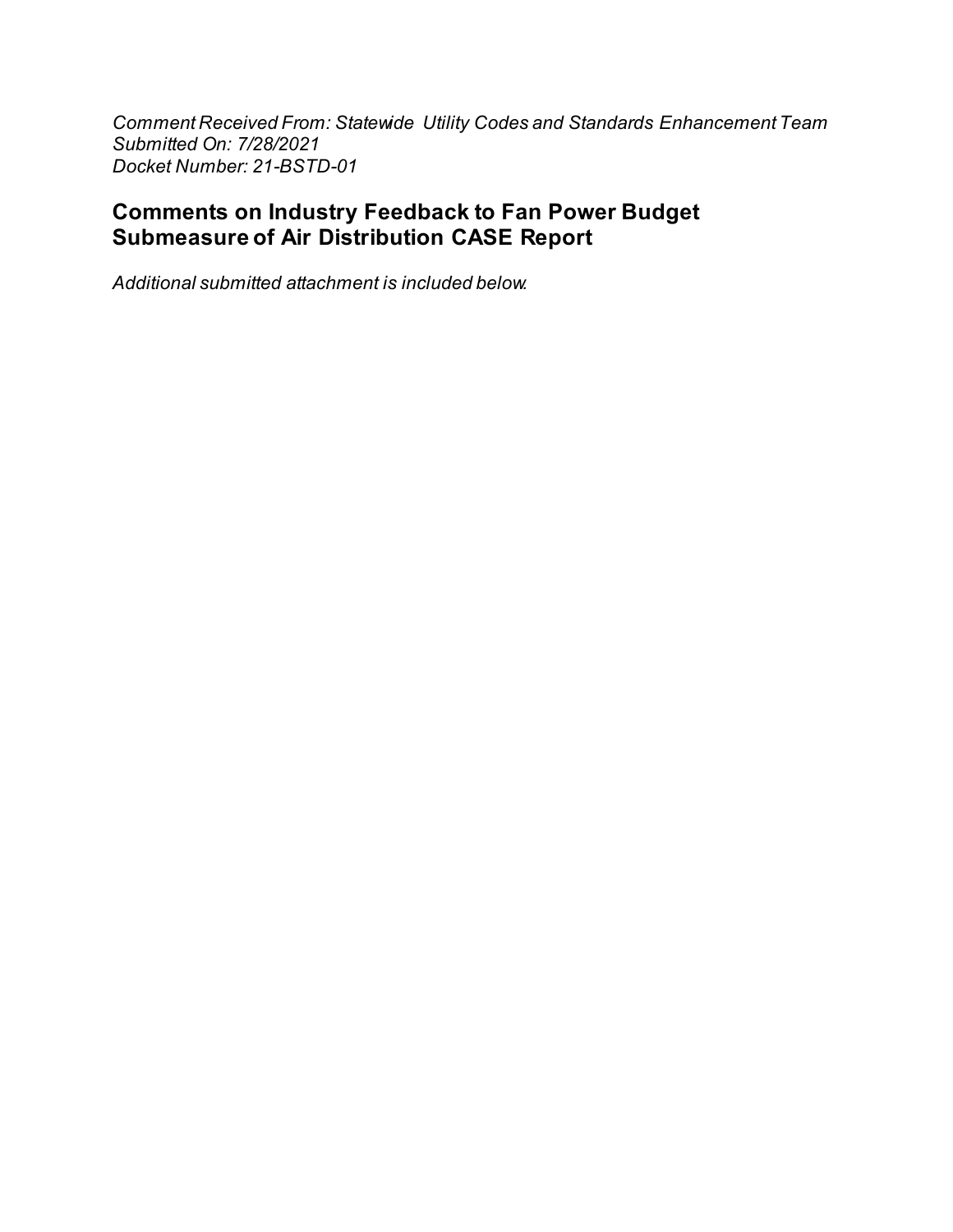*Comment Received From: Statewide Utility Codes and Standards Enhancement Team*
*Submitted On: 7/28/2021*
*Docket Number: 21-BSTD-01*

## Comments on Industry Feedback to Fan Power Budget Submeasure of Air Distribution CASE Report

*Additional submitted attachment is included below.*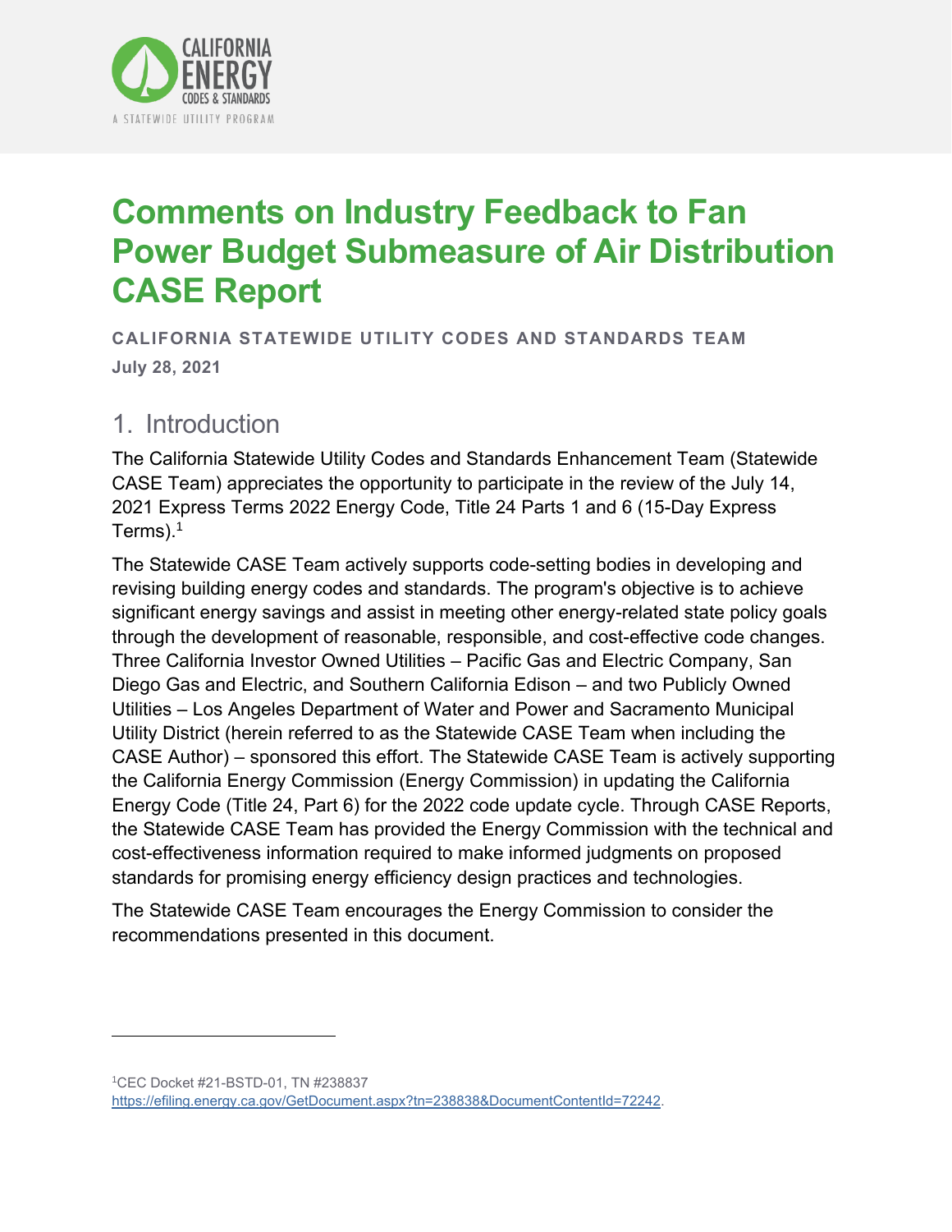CALIFORNIA ENERGY CODES & STANDARDS

A STATEWIDE UTILITY PROGRAM

# Comments on Industry Feedback to Fan Power Budget Submeasure of Air Distribution CASE Report

**CALIFORNIA STATEWIDE UTILITY CODES AND STANDARDS TEAM**

**July 28, 2021**

## 1. Introduction

The California Statewide Utility Codes and Standards Enhancement Team (Statewide CASE Team) appreciates the opportunity to participate in the review of the July 14, 2021 Express Terms 2022 Energy Code, Title 24 Parts 1 and 6 (15-Day Express Terms).[1]

The Statewide CASE Team actively supports code-setting bodies in developing and revising building energy codes and standards. The program's objective is to achieve significant energy savings and assist in meeting other energy-related state policy goals through the development of reasonable, responsible, and cost-effective code changes. Three California Investor Owned Utilities – Pacific Gas and Electric Company, San Diego Gas and Electric, and Southern California Edison – and two Publicly Owned Utilities – Los Angeles Department of Water and Power and Sacramento Municipal Utility District (herein referred to as the Statewide CASE Team when including the CASE Author) – sponsored this effort. The Statewide CASE Team is actively supporting the California Energy Commission (Energy Commission) in updating the California Energy Code (Title 24, Part 6) for the 2022 code update cycle. Through CASE Reports, the Statewide CASE Team has provided the Energy Commission with the technical and cost-effectiveness information required to make informed judgments on proposed standards for promising energy efficiency design practices and technologies.

The Statewide CASE Team encourages the Energy Commission to consider the recommendations presented in this document.

---

[1] CEC Docket #21-BSTD-01, TN #238837 https://efiling.energy.ca.gov/GetDocument.aspx?tn=238838&DocumentContentId=72242.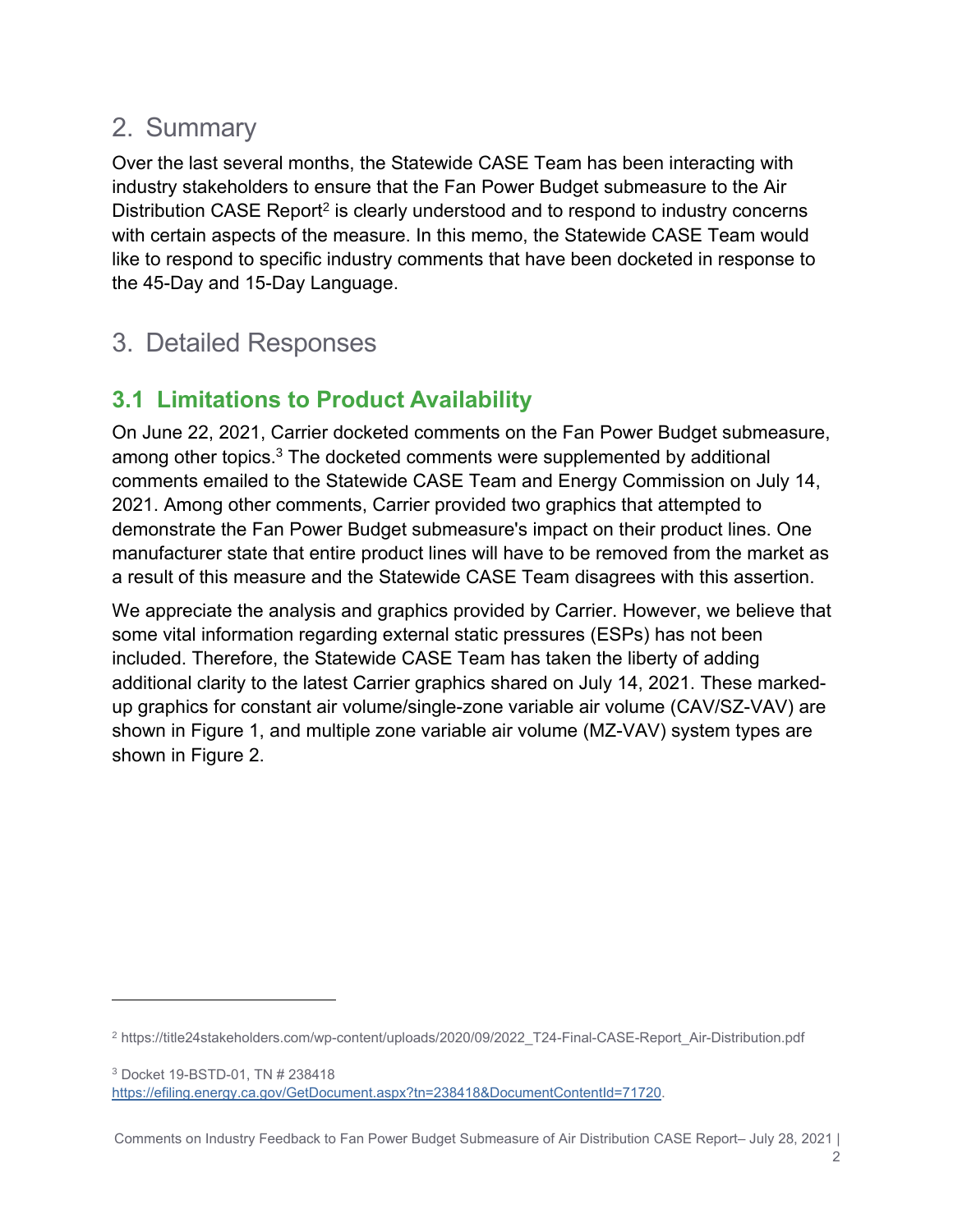## 2. Summary

Over the last several months, the Statewide CASE Team has been interacting with industry stakeholders to ensure that the Fan Power Budget submeasure to the Air Distribution CASE Report[2] is clearly understood and to respond to industry concerns with certain aspects of the measure. In this memo, the Statewide CASE Team would like to respond to specific industry comments that have been docketed in response to the 45-Day and 15-Day Language.

## 3. Detailed Responses

### 3.1 Limitations to Product Availability

On June 22, 2021, Carrier docketed comments on the Fan Power Budget submeasure, among other topics.[3] The docketed comments were supplemented by additional comments emailed to the Statewide CASE Team and Energy Commission on July 14, 2021. Among other comments, Carrier provided two graphics that attempted to demonstrate the Fan Power Budget submeasure's impact on their product lines. One manufacturer state that entire product lines will have to be removed from the market as a result of this measure and the Statewide CASE Team disagrees with this assertion.

We appreciate the analysis and graphics provided by Carrier. However, we believe that some vital information regarding external static pressures (ESPs) has not been included. Therefore, the Statewide CASE Team has taken the liberty of adding additional clarity to the latest Carrier graphics shared on July 14, 2021. These marked-up graphics for constant air volume/single-zone variable air volume (CAV/SZ-VAV) are shown in Figure 1, and multiple zone variable air volume (MZ-VAV) system types are shown in Figure 2.

---

[2] https://title24stakeholders.com/wp-content/uploads/2020/09/2022_T24-Final-CASE-Report_Air-Distribution.pdf

[3] Docket 19-BSTD-01, TN # 238418 https://efiling.energy.ca.gov/GetDocument.aspx?tn=238418&DocumentContentId=71720.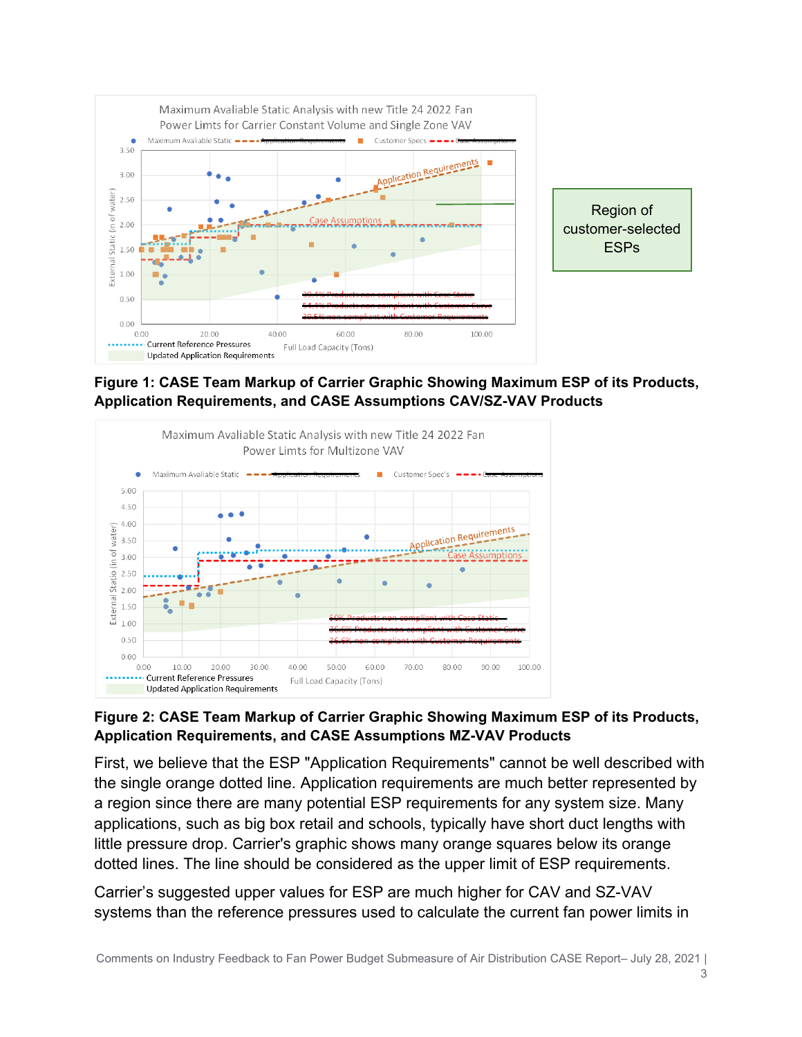**Figure 1: CASE Team Markup of Carrier Graphic Showing Maximum ESP of its Products, Application Requirements, and CASE Assumptions CAV/SZ-VAV Products**

**Figure 2: CASE Team Markup of Carrier Graphic Showing Maximum ESP of its Products, Application Requirements, and CASE Assumptions MZ-VAV Products**

First, we believe that the ESP "Application Requirements" cannot be well described with the single orange dotted line. Application requirements are much better represented by a region since there are many potential ESP requirements for any system size. Many applications, such as big box retail and schools, typically have short duct lengths with little pressure drop. Carrier's graphic shows many orange squares below its orange dotted lines. The line should be considered as the upper limit of ESP requirements.

Carrier's suggested upper values for ESP are much higher for CAV and SZ-VAV systems than the reference pressures used to calculate the current fan power limits in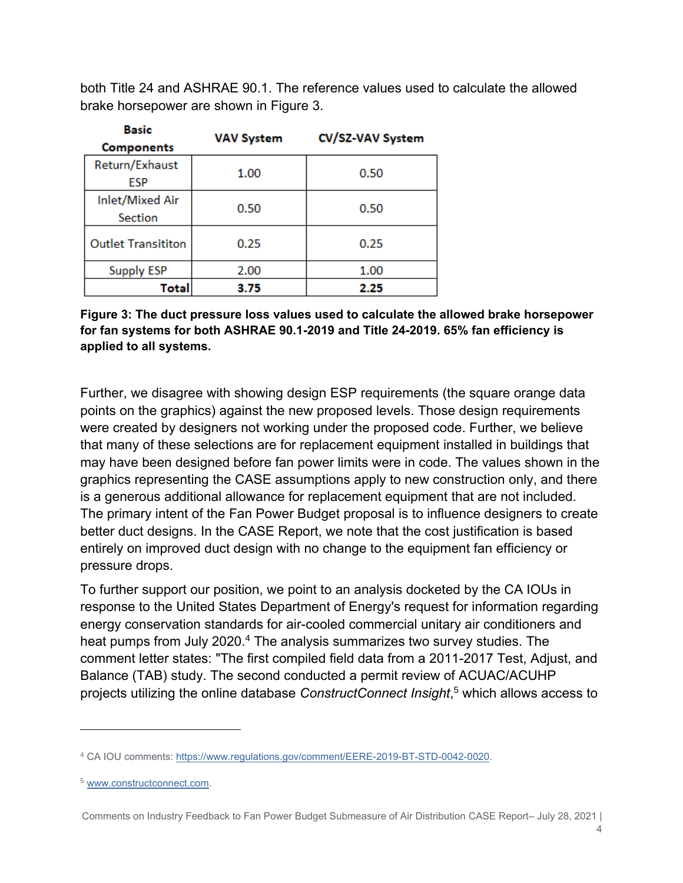both Title 24 and ASHRAE 90.1. The reference values used to calculate the allowed brake horsepower are shown in Figure 3.

| Basic Components | VAV System | CV/SZ-VAV System |
|---|---|---|
| Return/Exhaust ESP | 1.00 | 0.50 |
| Inlet/Mixed Air Section | 0.50 | 0.50 |
| Outlet Transititon | 0.25 | 0.25 |
| Supply ESP | 2.00 | 1.00 |
| **Total** | **3.75** | **2.25** |

**Figure 3: The duct pressure loss values used to calculate the allowed brake horsepower for fan systems for both ASHRAE 90.1-2019 and Title 24-2019. 65% fan efficiency is applied to all systems.**

Further, we disagree with showing design ESP requirements (the square orange data points on the graphics) against the new proposed levels. Those design requirements were created by designers not working under the proposed code. Further, we believe that many of these selections are for replacement equipment installed in buildings that may have been designed before fan power limits were in code. The values shown in the graphics representing the CASE assumptions apply to new construction only, and there is a generous additional allowance for replacement equipment that are not included. The primary intent of the Fan Power Budget proposal is to influence designers to create better duct designs. In the CASE Report, we note that the cost justification is based entirely on improved duct design with no change to the equipment fan efficiency or pressure drops.

To further support our position, we point to an analysis docketed by the CA IOUs in response to the United States Department of Energy's request for information regarding energy conservation standards for air-cooled commercial unitary air conditioners and heat pumps from July 2020.[4] The analysis summarizes two survey studies. The comment letter states: "The first compiled field data from a 2011-2017 Test, Adjust, and Balance (TAB) study. The second conducted a permit review of ACUAC/ACUHP projects utilizing the online database *ConstructConnect Insight*,[5] which allows access to

---

[4] CA IOU comments: https://www.regulations.gov/comment/EERE-2019-BT-STD-0042-0020.

[5] www.constructconnect.com.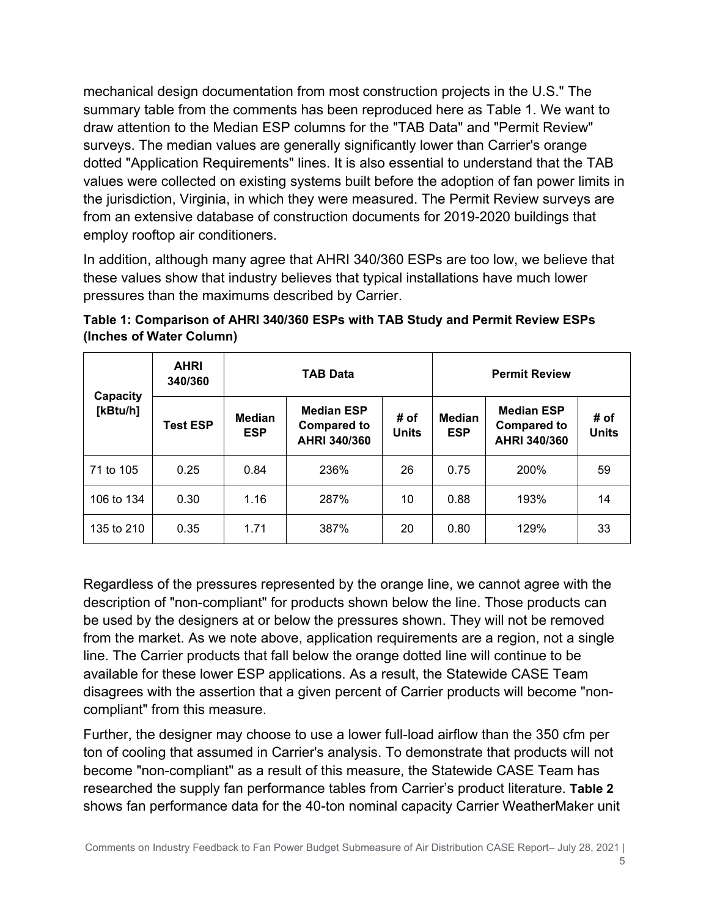mechanical design documentation from most construction projects in the U.S." The summary table from the comments has been reproduced here as Table 1. We want to draw attention to the Median ESP columns for the "TAB Data" and "Permit Review" surveys. The median values are generally significantly lower than Carrier's orange dotted "Application Requirements" lines. It is also essential to understand that the TAB values were collected on existing systems built before the adoption of fan power limits in the jurisdiction, Virginia, in which they were measured. The Permit Review surveys are from an extensive database of construction documents for 2019-2020 buildings that employ rooftop air conditioners.

In addition, although many agree that AHRI 340/360 ESPs are too low, we believe that these values show that industry believes that typical installations have much lower pressures than the maximums described by Carrier.

**Table 1: Comparison of AHRI 340/360 ESPs with TAB Study and Permit Review ESPs (Inches of Water Column)**

| Capacity [kBtu/h] | AHRI 340/360 | TAB Data | | | Permit Review | | |
|---|---|---|---|---|---|---|---|
| | Test ESP | Median ESP | Median ESP Compared to AHRI 340/360 | # of Units | Median ESP | Median ESP Compared to AHRI 340/360 | # of Units |
| 71 to 105 | 0.25 | 0.84 | 236% | 26 | 0.75 | 200% | 59 |
| 106 to 134 | 0.30 | 1.16 | 287% | 10 | 0.88 | 193% | 14 |
| 135 to 210 | 0.35 | 1.71 | 387% | 20 | 0.80 | 129% | 33 |

Regardless of the pressures represented by the orange line, we cannot agree with the description of "non-compliant" for products shown below the line. Those products can be used by the designers at or below the pressures shown. They will not be removed from the market. As we note above, application requirements are a region, not a single line. The Carrier products that fall below the orange dotted line will continue to be available for these lower ESP applications. As a result, the Statewide CASE Team disagrees with the assertion that a given percent of Carrier products will become "non-compliant" from this measure.

Further, the designer may choose to use a lower full-load airflow than the 350 cfm per ton of cooling that assumed in Carrier's analysis. To demonstrate that products will not become "non-compliant" as a result of this measure, the Statewide CASE Team has researched the supply fan performance tables from Carrier's product literature. **Table 2** shows fan performance data for the 40-ton nominal capacity Carrier WeatherMaker unit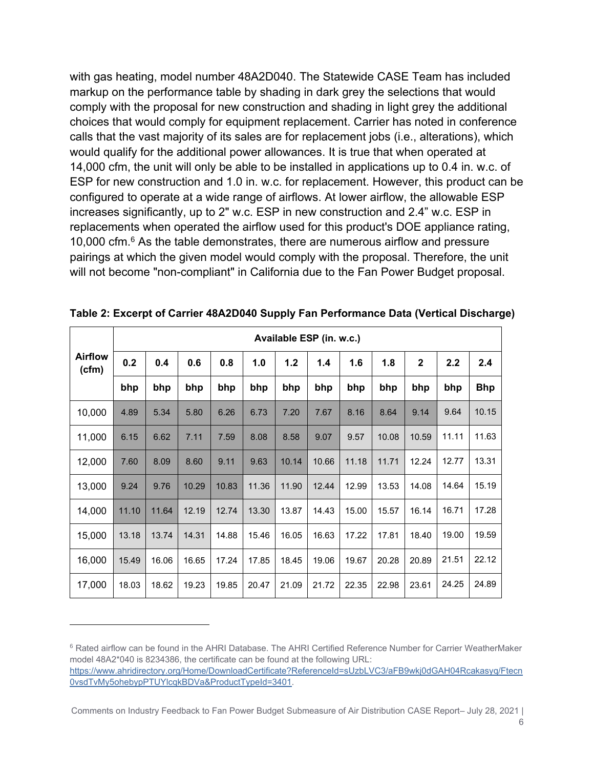with gas heating, model number 48A2D040. The Statewide CASE Team has included markup on the performance table by shading in dark grey the selections that would comply with the proposal for new construction and shading in light grey the additional choices that would comply for equipment replacement. Carrier has noted in conference calls that the vast majority of its sales are for replacement jobs (i.e., alterations), which would qualify for the additional power allowances. It is true that when operated at 14,000 cfm, the unit will only be able to be installed in applications up to 0.4 in. w.c. of ESP for new construction and 1.0 in. w.c. for replacement. However, this product can be configured to operate at a wide range of airflows. At lower airflow, the allowable ESP increases significantly, up to 2" w.c. ESP in new construction and 2.4" w.c. ESP in replacements when operated the airflow used for this product's DOE appliance rating, 10,000 cfm.[6] As the table demonstrates, there are numerous airflow and pressure pairings at which the given model would comply with the proposal. Therefore, the unit will not become "non-compliant" in California due to the Fan Power Budget proposal.

**Table 2: Excerpt of Carrier 48A2D040 Supply Fan Performance Data (Vertical Discharge)**

| Airflow (cfm) | Available ESP (in. w.c.) | | | | | | | | | | | |
|---|---|---|---|---|---|---|---|---|---|---|---|---|
| | 0.2 | 0.4 | 0.6 | 0.8 | 1.0 | 1.2 | 1.4 | 1.6 | 1.8 | 2 | 2.2 | 2.4 |
| | bhp | bhp | bhp | bhp | bhp | bhp | bhp | bhp | bhp | bhp | bhp | Bhp |
| 10,000 | 4.89 | 5.34 | 5.80 | 6.26 | 6.73 | 7.20 | 7.67 | 8.16 | 8.64 | 9.14 | 9.64 | 10.15 |
| 11,000 | 6.15 | 6.62 | 7.11 | 7.59 | 8.08 | 8.58 | 9.07 | 9.57 | 10.08 | 10.59 | 11.11 | 11.63 |
| 12,000 | 7.60 | 8.09 | 8.60 | 9.11 | 9.63 | 10.14 | 10.66 | 11.18 | 11.71 | 12.24 | 12.77 | 13.31 |
| 13,000 | 9.24 | 9.76 | 10.29 | 10.83 | 11.36 | 11.90 | 12.44 | 12.99 | 13.53 | 14.08 | 14.64 | 15.19 |
| 14,000 | 11.10 | 11.64 | 12.19 | 12.74 | 13.30 | 13.87 | 14.43 | 15.00 | 15.57 | 16.14 | 16.71 | 17.28 |
| 15,000 | 13.18 | 13.74 | 14.31 | 14.88 | 15.46 | 16.05 | 16.63 | 17.22 | 17.81 | 18.40 | 19.00 | 19.59 |
| 16,000 | 15.49 | 16.06 | 16.65 | 17.24 | 17.85 | 18.45 | 19.06 | 19.67 | 20.28 | 20.89 | 21.51 | 22.12 |
| 17,000 | 18.03 | 18.62 | 19.23 | 19.85 | 20.47 | 21.09 | 21.72 | 22.35 | 22.98 | 23.61 | 24.25 | 24.89 |

[6] Rated airflow can be found in the AHRI Database. The AHRI Certified Reference Number for Carrier WeatherMaker model 48A2*040 is 8234386, the certificate can be found at the following URL: https://www.ahridirectory.org/Home/DownloadCertificate?ReferenceId=sUzbLVC3/aFB9wkj0dGAH04Rcakasyq/Ftecn0vsdTvMy5ohebypPTUYlcqkBDVa&ProductTypeId=3401.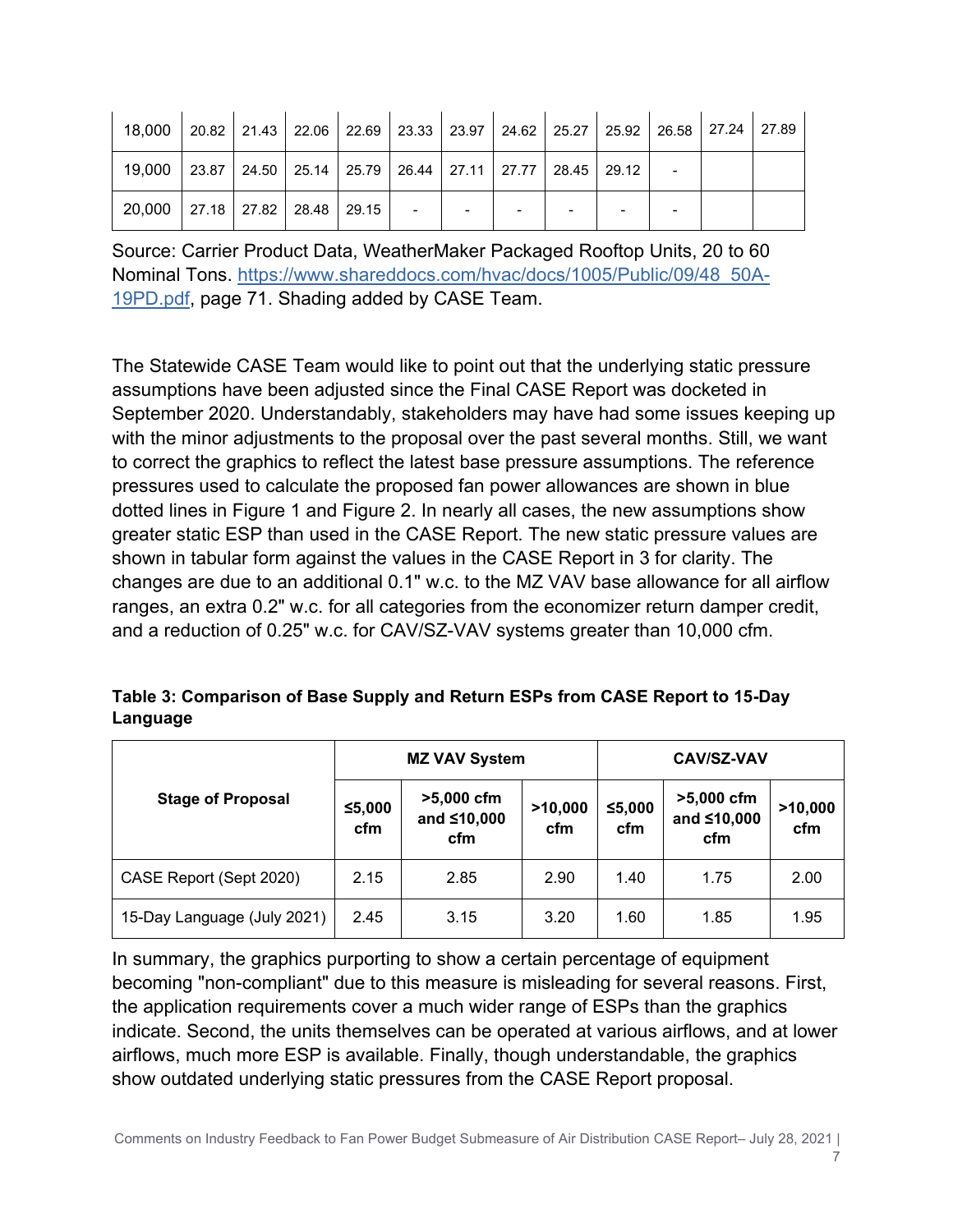| 18,000 | 20.82 | 21.43 | 22.06 | 22.69 | 23.33 | 23.97 | 24.62 | 25.27 | 25.92 | 26.58 | 27.24 | 27.89 |
|---|---|---|---|---|---|---|---|---|---|---|---|---|
| 19,000 | 23.87 | 24.50 | 25.14 | 25.79 | 26.44 | 27.11 | 27.77 | 28.45 | 29.12 | - | | |
| 20,000 | 27.18 | 27.82 | 28.48 | 29.15 | - | - | - | - | - | - | | |

Source: Carrier Product Data, WeatherMaker Packaged Rooftop Units, 20 to 60 Nominal Tons. https://www.shareddocs.com/hvac/docs/1005/Public/09/48_50A-19PD.pdf, page 71. Shading added by CASE Team.

The Statewide CASE Team would like to point out that the underlying static pressure assumptions have been adjusted since the Final CASE Report was docketed in September 2020. Understandably, stakeholders may have had some issues keeping up with the minor adjustments to the proposal over the past several months. Still, we want to correct the graphics to reflect the latest base pressure assumptions. The reference pressures used to calculate the proposed fan power allowances are shown in blue dotted lines in Figure 1 and Figure 2. In nearly all cases, the new assumptions show greater static ESP than used in the CASE Report. The new static pressure values are shown in tabular form against the values in the CASE Report in 3 for clarity. The changes are due to an additional 0.1" w.c. to the MZ VAV base allowance for all airflow ranges, an extra 0.2" w.c. for all categories from the economizer return damper credit, and a reduction of 0.25" w.c. for CAV/SZ-VAV systems greater than 10,000 cfm.

**Table 3: Comparison of Base Supply and Return ESPs from CASE Report to 15-Day Language**

| Stage of Proposal | MZ VAV System | | | CAV/SZ-VAV | | |
|---|---|---|---|---|---|---|
| | ≤5,000 cfm | >5,000 cfm and ≤10,000 cfm | >10,000 cfm | ≤5,000 cfm | >5,000 cfm and ≤10,000 cfm | >10,000 cfm |
| CASE Report (Sept 2020) | 2.15 | 2.85 | 2.90 | 1.40 | 1.75 | 2.00 |
| 15-Day Language (July 2021) | 2.45 | 3.15 | 3.20 | 1.60 | 1.85 | 1.95 |

In summary, the graphics purporting to show a certain percentage of equipment becoming "non-compliant" due to this measure is misleading for several reasons. First, the application requirements cover a much wider range of ESPs than the graphics indicate. Second, the units themselves can be operated at various airflows, and at lower airflows, much more ESP is available. Finally, though understandable, the graphics show outdated underlying static pressures from the CASE Report proposal.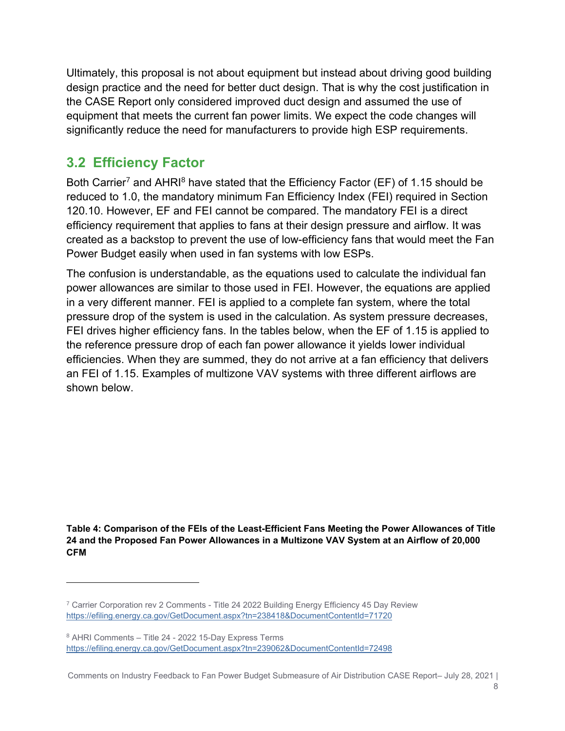Ultimately, this proposal is not about equipment but instead about driving good building design practice and the need for better duct design. That is why the cost justification in the CASE Report only considered improved duct design and assumed the use of equipment that meets the current fan power limits. We expect the code changes will significantly reduce the need for manufacturers to provide high ESP requirements.

## 3.2 Efficiency Factor

Both Carrier[7] and AHRI[8] have stated that the Efficiency Factor (EF) of 1.15 should be reduced to 1.0, the mandatory minimum Fan Efficiency Index (FEI) required in Section 120.10. However, EF and FEI cannot be compared. The mandatory FEI is a direct efficiency requirement that applies to fans at their design pressure and airflow. It was created as a backstop to prevent the use of low-efficiency fans that would meet the Fan Power Budget easily when used in fan systems with low ESPs.

The confusion is understandable, as the equations used to calculate the individual fan power allowances are similar to those used in FEI. However, the equations are applied in a very different manner. FEI is applied to a complete fan system, where the total pressure drop of the system is used in the calculation. As system pressure decreases, FEI drives higher efficiency fans. In the tables below, when the EF of 1.15 is applied to the reference pressure drop of each fan power allowance it yields lower individual efficiencies. When they are summed, they do not arrive at a fan efficiency that delivers an FEI of 1.15. Examples of multizone VAV systems with three different airflows are shown below.

**Table 4: Comparison of the FEIs of the Least-Efficient Fans Meeting the Power Allowances of Title 24 and the Proposed Fan Power Allowances in a Multizone VAV System at an Airflow of 20,000 CFM**

---

[7] Carrier Corporation rev 2 Comments - Title 24 2022 Building Energy Efficiency 45 Day Review https://efiling.energy.ca.gov/GetDocument.aspx?tn=238418&DocumentContentId=71720

[8] AHRI Comments – Title 24 - 2022 15-Day Express Terms https://efiling.energy.ca.gov/GetDocument.aspx?tn=239062&DocumentContentId=72498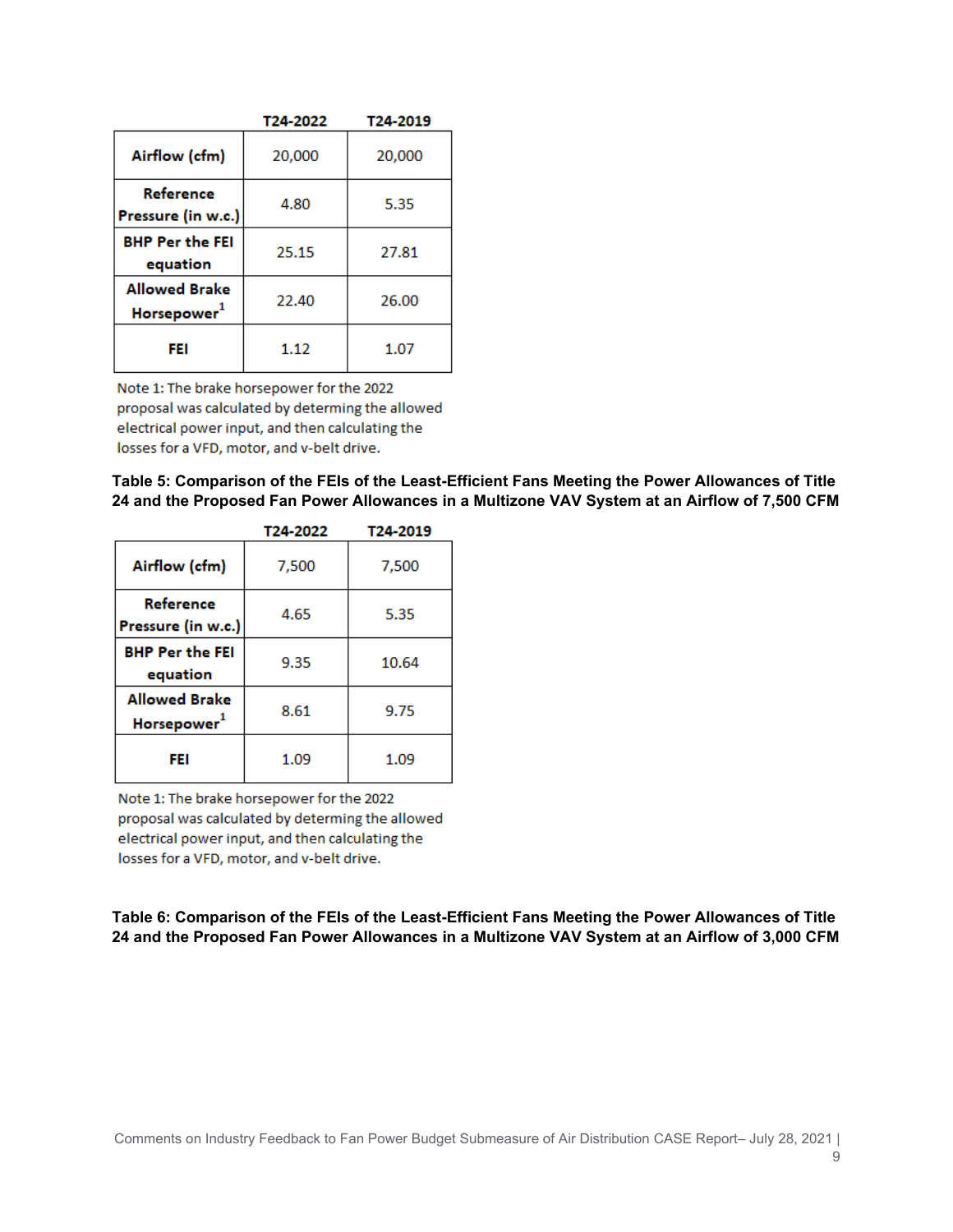| | T24-2022 | T24-2019 |
|---|---|---|
| Airflow (cfm) | 20,000 | 20,000 |
| Reference Pressure (in w.c.) | 4.80 | 5.35 |
| BHP Per the FEI equation | 25.15 | 27.81 |
| Allowed Brake Horsepower[1] | 22.40 | 26.00 |
| FEI | 1.12 | 1.07 |

Note 1: The brake horsepower for the 2022 proposal was calculated by determing the allowed electrical power input, and then calculating the losses for a VFD, motor, and v-belt drive.

**Table 5: Comparison of the FEIs of the Least-Efficient Fans Meeting the Power Allowances of Title 24 and the Proposed Fan Power Allowances in a Multizone VAV System at an Airflow of 7,500 CFM**

| | T24-2022 | T24-2019 |
|---|---|---|
| Airflow (cfm) | 7,500 | 7,500 |
| Reference Pressure (in w.c.) | 4.65 | 5.35 |
| BHP Per the FEI equation | 9.35 | 10.64 |
| Allowed Brake Horsepower[1] | 8.61 | 9.75 |
| FEI | 1.09 | 1.09 |

Note 1: The brake horsepower for the 2022 proposal was calculated by determing the allowed electrical power input, and then calculating the losses for a VFD, motor, and v-belt drive.

**Table 6: Comparison of the FEIs of the Least-Efficient Fans Meeting the Power Allowances of Title 24 and the Proposed Fan Power Allowances in a Multizone VAV System at an Airflow of 3,000 CFM**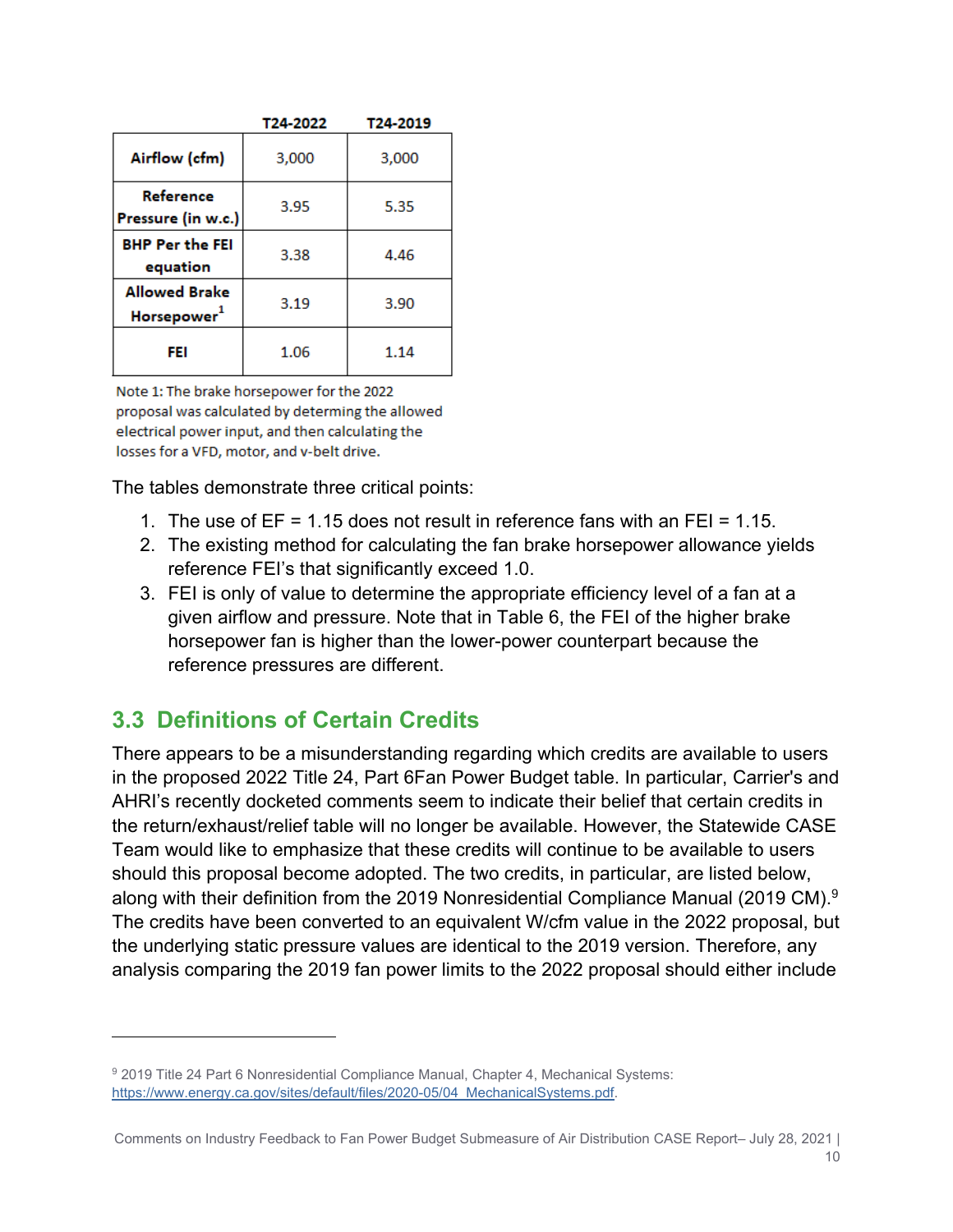| | T24-2022 | T24-2019 |
|---|---|---|
| Airflow (cfm) | 3,000 | 3,000 |
| Reference Pressure (in w.c.) | 3.95 | 5.35 |
| BHP Per the FEI equation | 3.38 | 4.46 |
| Allowed Brake Horsepower[1] | 3.19 | 3.90 |
| FEI | 1.06 | 1.14 |

Note 1: The brake horsepower for the 2022 proposal was calculated by determing the allowed electrical power input, and then calculating the losses for a VFD, motor, and v-belt drive.

The tables demonstrate three critical points:

1. The use of EF = 1.15 does not result in reference fans with an FEI = 1.15.
2. The existing method for calculating the fan brake horsepower allowance yields reference FEI's that significantly exceed 1.0.
3. FEI is only of value to determine the appropriate efficiency level of a fan at a given airflow and pressure. Note that in Table 6, the FEI of the higher brake horsepower fan is higher than the lower-power counterpart because the reference pressures are different.

## 3.3 Definitions of Certain Credits

There appears to be a misunderstanding regarding which credits are available to users in the proposed 2022 Title 24, Part 6Fan Power Budget table. In particular, Carrier's and AHRI's recently docketed comments seem to indicate their belief that certain credits in the return/exhaust/relief table will no longer be available. However, the Statewide CASE Team would like to emphasize that these credits will continue to be available to users should this proposal become adopted. The two credits, in particular, are listed below, along with their definition from the 2019 Nonresidential Compliance Manual (2019 CM).[9] The credits have been converted to an equivalent W/cfm value in the 2022 proposal, but the underlying static pressure values are identical to the 2019 version. Therefore, any analysis comparing the 2019 fan power limits to the 2022 proposal should either include

[9] 2019 Title 24 Part 6 Nonresidential Compliance Manual, Chapter 4, Mechanical Systems: https://www.energy.ca.gov/sites/default/files/2020-05/04_MechanicalSystems.pdf.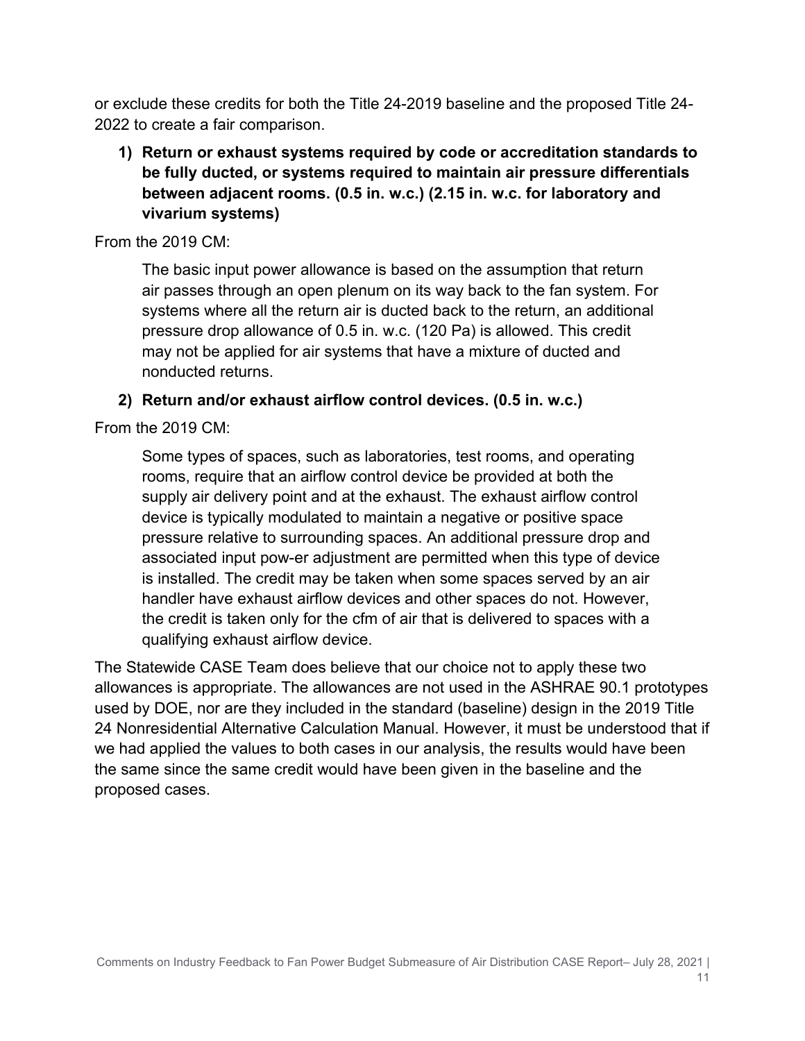or exclude these credits for both the Title 24-2019 baseline and the proposed Title 24-2022 to create a fair comparison.

**1) Return or exhaust systems required by code or accreditation standards to be fully ducted, or systems required to maintain air pressure differentials between adjacent rooms. (0.5 in. w.c.) (2.15 in. w.c. for laboratory and vivarium systems)**

From the 2019 CM:

> The basic input power allowance is based on the assumption that return air passes through an open plenum on its way back to the fan system. For systems where all the return air is ducted back to the return, an additional pressure drop allowance of 0.5 in. w.c. (120 Pa) is allowed. This credit may not be applied for air systems that have a mixture of ducted and nonducted returns.

**2) Return and/or exhaust airflow control devices. (0.5 in. w.c.)**

From the 2019 CM:

> Some types of spaces, such as laboratories, test rooms, and operating rooms, require that an airflow control device be provided at both the supply air delivery point and at the exhaust. The exhaust airflow control device is typically modulated to maintain a negative or positive space pressure relative to surrounding spaces. An additional pressure drop and associated input pow-er adjustment are permitted when this type of device is installed. The credit may be taken when some spaces served by an air handler have exhaust airflow devices and other spaces do not. However, the credit is taken only for the cfm of air that is delivered to spaces with a qualifying exhaust airflow device.

The Statewide CASE Team does believe that our choice not to apply these two allowances is appropriate. The allowances are not used in the ASHRAE 90.1 prototypes used by DOE, nor are they included in the standard (baseline) design in the 2019 Title 24 Nonresidential Alternative Calculation Manual. However, it must be understood that if we had applied the values to both cases in our analysis, the results would have been the same since the same credit would have been given in the baseline and the proposed cases.